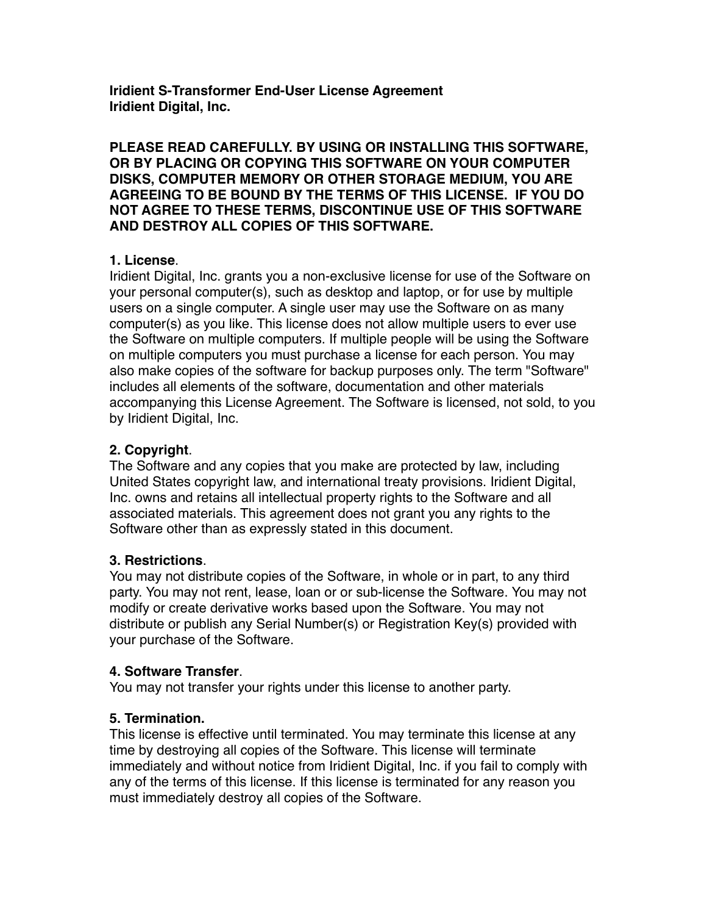**Iridient S-Transformer End-User License Agreement**
**Iridient Digital, Inc.**

**PLEASE READ CAREFULLY. BY USING OR INSTALLING THIS SOFTWARE, OR BY PLACING OR COPYING THIS SOFTWARE ON YOUR COMPUTER DISKS, COMPUTER MEMORY OR OTHER STORAGE MEDIUM, YOU ARE AGREEING TO BE BOUND BY THE TERMS OF THIS LICENSE. IF YOU DO NOT AGREE TO THESE TERMS, DISCONTINUE USE OF THIS SOFTWARE AND DESTROY ALL COPIES OF THIS SOFTWARE.**

**1. License**.
Iridient Digital, Inc. grants you a non-exclusive license for use of the Software on your personal computer(s), such as desktop and laptop, or for use by multiple users on a single computer. A single user may use the Software on as many computer(s) as you like. This license does not allow multiple users to ever use the Software on multiple computers. If multiple people will be using the Software on multiple computers you must purchase a license for each person. You may also make copies of the software for backup purposes only. The term "Software" includes all elements of the software, documentation and other materials accompanying this License Agreement. The Software is licensed, not sold, to you by Iridient Digital, Inc.

**2. Copyright**.
The Software and any copies that you make are protected by law, including United States copyright law, and international treaty provisions. Iridient Digital, Inc. owns and retains all intellectual property rights to the Software and all associated materials. This agreement does not grant you any rights to the Software other than as expressly stated in this document.

**3. Restrictions**.
You may not distribute copies of the Software, in whole or in part, to any third party. You may not rent, lease, loan or or sub-license the Software. You may not modify or create derivative works based upon the Software. You may not distribute or publish any Serial Number(s) or Registration Key(s) provided with your purchase of the Software.

**4. Software Transfer**.
You may not transfer your rights under this license to another party.

**5. Termination.**
This license is effective until terminated. You may terminate this license at any time by destroying all copies of the Software. This license will terminate immediately and without notice from Iridient Digital, Inc. if you fail to comply with any of the terms of this license. If this license is terminated for any reason you must immediately destroy all copies of the Software.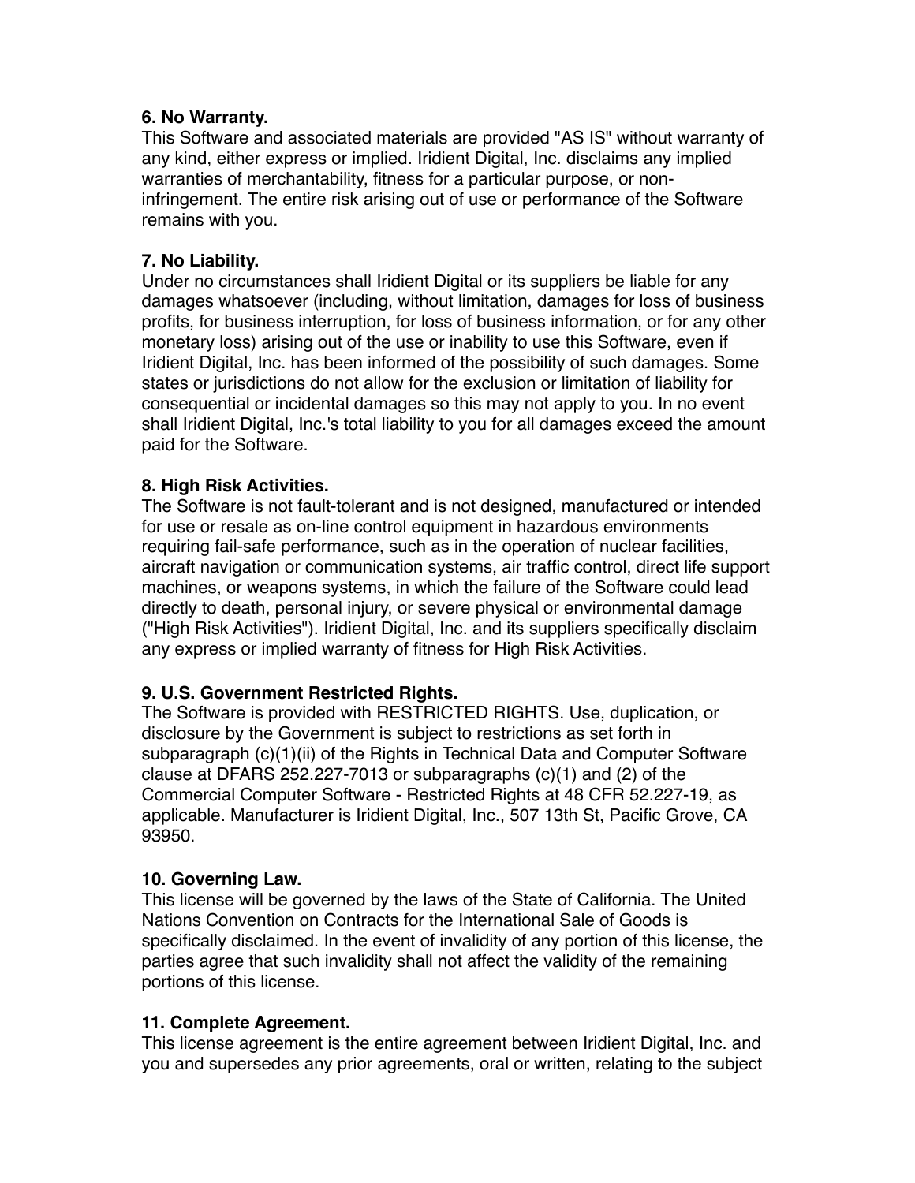**6. No Warranty.**
This Software and associated materials are provided "AS IS" without warranty of any kind, either express or implied. Iridient Digital, Inc. disclaims any implied warranties of merchantability, fitness for a particular purpose, or non-infringement. The entire risk arising out of use or performance of the Software remains with you.

**7. No Liability.**
Under no circumstances shall Iridient Digital or its suppliers be liable for any damages whatsoever (including, without limitation, damages for loss of business profits, for business interruption, for loss of business information, or for any other monetary loss) arising out of the use or inability to use this Software, even if Iridient Digital, Inc. has been informed of the possibility of such damages. Some states or jurisdictions do not allow for the exclusion or limitation of liability for consequential or incidental damages so this may not apply to you. In no event shall Iridient Digital, Inc.'s total liability to you for all damages exceed the amount paid for the Software.

**8. High Risk Activities.**
The Software is not fault-tolerant and is not designed, manufactured or intended for use or resale as on-line control equipment in hazardous environments requiring fail-safe performance, such as in the operation of nuclear facilities, aircraft navigation or communication systems, air traffic control, direct life support machines, or weapons systems, in which the failure of the Software could lead directly to death, personal injury, or severe physical or environmental damage ("High Risk Activities"). Iridient Digital, Inc. and its suppliers specifically disclaim any express or implied warranty of fitness for High Risk Activities.

**9. U.S. Government Restricted Rights.**
The Software is provided with RESTRICTED RIGHTS. Use, duplication, or disclosure by the Government is subject to restrictions as set forth in subparagraph (c)(1)(ii) of the Rights in Technical Data and Computer Software clause at DFARS 252.227-7013 or subparagraphs (c)(1) and (2) of the Commercial Computer Software - Restricted Rights at 48 CFR 52.227-19, as applicable. Manufacturer is Iridient Digital, Inc., 507 13th St, Pacific Grove, CA 93950.

**10. Governing Law.**
This license will be governed by the laws of the State of California. The United Nations Convention on Contracts for the International Sale of Goods is specifically disclaimed. In the event of invalidity of any portion of this license, the parties agree that such invalidity shall not affect the validity of the remaining portions of this license.

**11. Complete Agreement.**
This license agreement is the entire agreement between Iridient Digital, Inc. and you and supersedes any prior agreements, oral or written, relating to the subject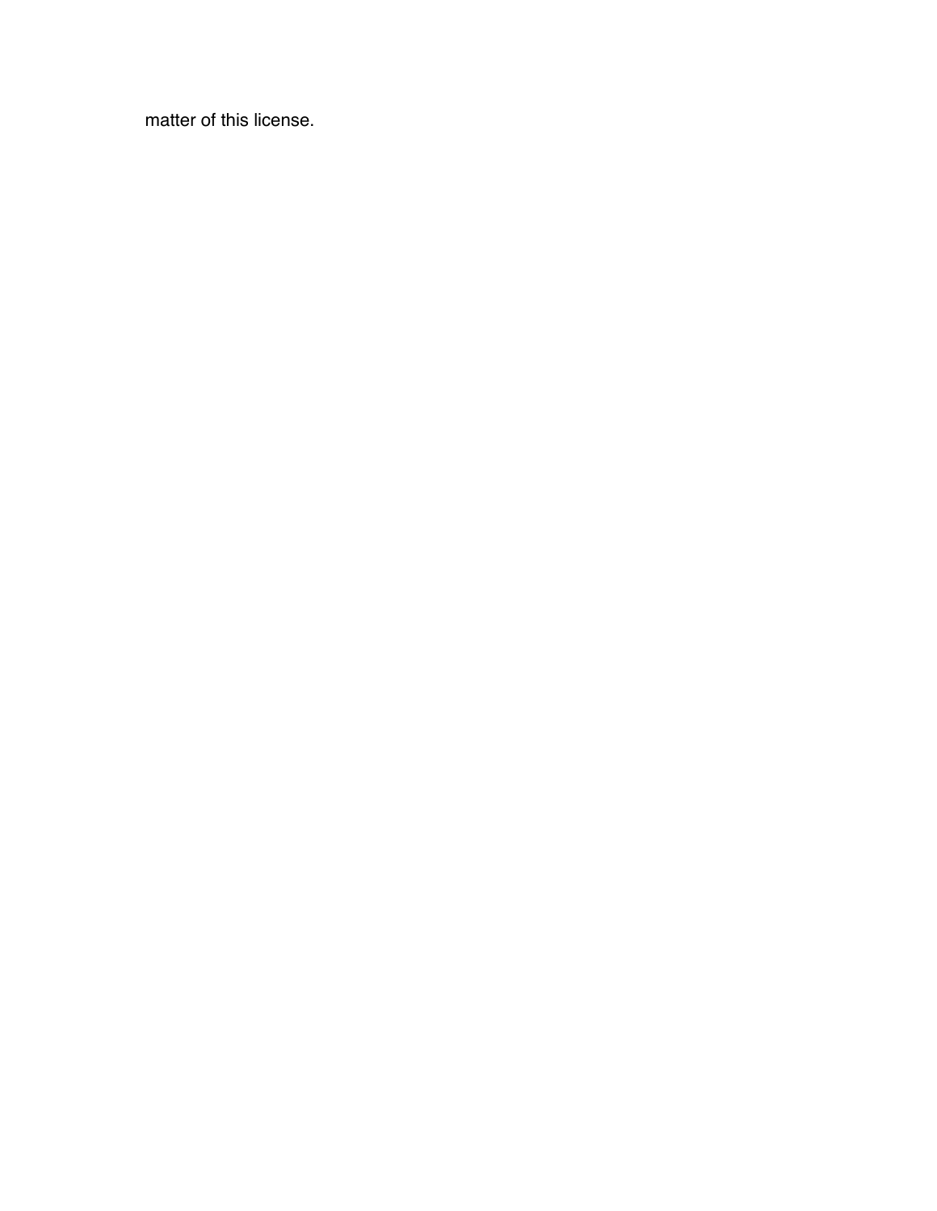matter of this license.